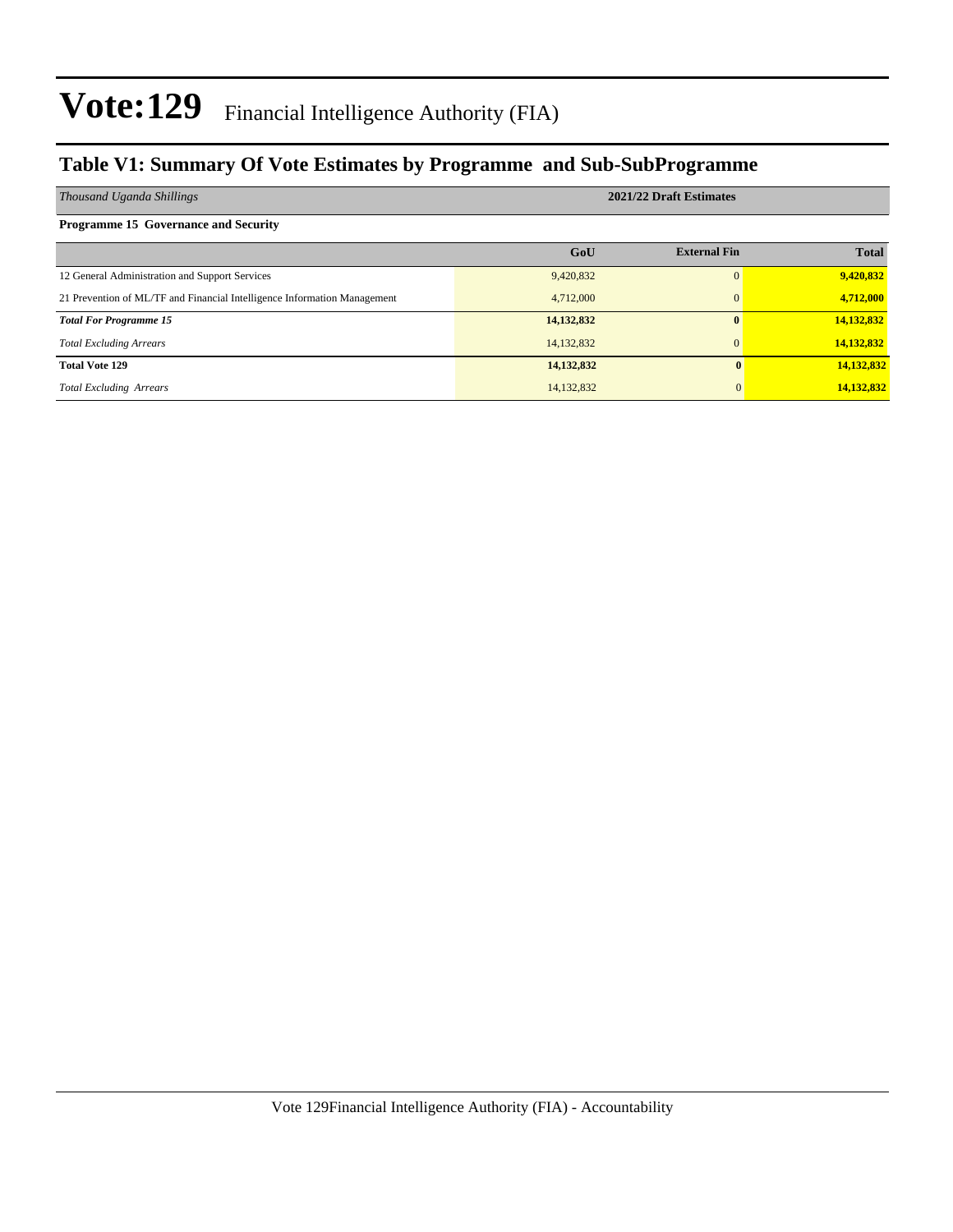# Vote:129 Financial Intelligence Authority (FIA)

## Table V1: Summary Of Vote Estimates by Programme and Sub-SubProgramme

| *Thousand Uganda Shillings* | 2021/22 Draft Estimates | | |
|---|---|---|---|
| **Programme 15 Governance and Security** | | | |
| | **GoU** | **External Fin** | **Total** |
| 12 General Administration and Support Services | 9,420,832 | 0 | **9,420,832** |
| 21 Prevention of ML/TF and Financial Intelligence Information Management | 4,712,000 | 0 | **4,712,000** |
| ***Total For Programme 15*** | **14,132,832** | **0** | **14,132,832** |
| *Total Excluding Arrears* | 14,132,832 | 0 | **14,132,832** |
| **Total Vote 129** | **14,132,832** | **0** | **14,132,832** |
| *Total Excluding Arrears* | 14,132,832 | 0 | **14,132,832** |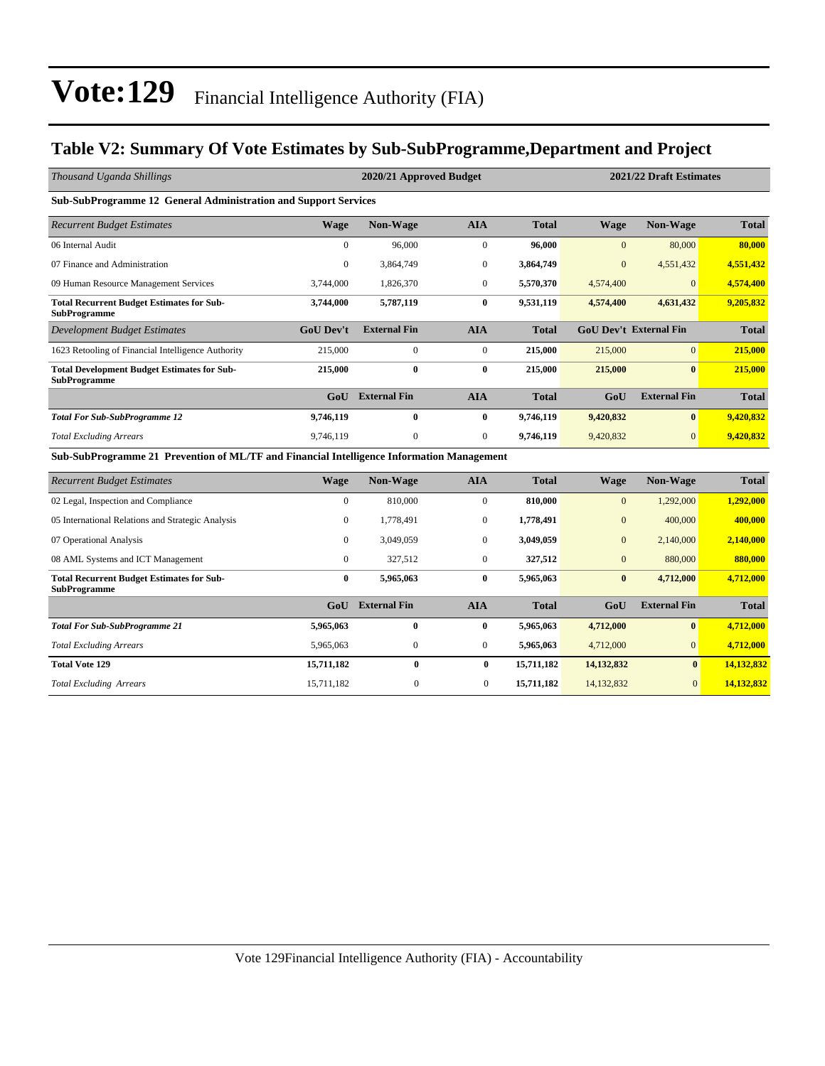# Vote:129 Financial Intelligence Authority (FIA)

## Table V2: Summary Of Vote Estimates by Sub-SubProgramme,Department and Project

| *Thousand Uganda Shillings* | 2020/21 Approved Budget | | | | 2021/22 Draft Estimates | | |
|---|---|---|---|---|---|---|---|
| **Sub-SubProgramme 12 General Administration and Support Services** | | | | | | | |
| *Recurrent Budget Estimates* | **Wage** | **Non-Wage** | **AIA** | **Total** | **Wage** | **Non-Wage** | **Total** |
| 06 Internal Audit | 0 | 96,000 | 0 | **96,000** | 0 | 80,000 | **80,000** |
| 07 Finance and Administration | 0 | 3,864,749 | 0 | **3,864,749** | 0 | 4,551,432 | **4,551,432** |
| 09 Human Resource Management Services | 3,744,000 | 1,826,370 | 0 | **5,570,370** | 4,574,400 | 0 | **4,574,400** |
| **Total Recurrent Budget Estimates for Sub-SubProgramme** | **3,744,000** | **5,787,119** | **0** | **9,531,119** | **4,574,400** | **4,631,432** | **9,205,832** |
| *Development Budget Estimates* | **GoU Dev't** | **External Fin** | **AIA** | **Total** | **GoU Dev't** | **External Fin** | **Total** |
| 1623 Retooling of Financial Intelligence Authority | 215,000 | 0 | 0 | **215,000** | 215,000 | 0 | **215,000** |
| **Total Development Budget Estimates for Sub-SubProgramme** | **215,000** | **0** | **0** | **215,000** | **215,000** | **0** | **215,000** |
| | **GoU** | **External Fin** | **AIA** | **Total** | **GoU** | **External Fin** | **Total** |
| ***Total For Sub-SubProgramme 12*** | **9,746,119** | **0** | **0** | **9,746,119** | **9,420,832** | **0** | **9,420,832** |
| *Total Excluding Arrears* | 9,746,119 | 0 | 0 | **9,746,119** | 9,420,832 | 0 | **9,420,832** |
| **Sub-SubProgramme 21 Prevention of ML/TF and Financial Intelligence Information Management** | | | | | | | |
| *Recurrent Budget Estimates* | **Wage** | **Non-Wage** | **AIA** | **Total** | **Wage** | **Non-Wage** | **Total** |
| 02 Legal, Inspection and Compliance | 0 | 810,000 | 0 | **810,000** | 0 | 1,292,000 | **1,292,000** |
| 05 International Relations and Strategic Analysis | 0 | 1,778,491 | 0 | **1,778,491** | 0 | 400,000 | **400,000** |
| 07 Operational Analysis | 0 | 3,049,059 | 0 | **3,049,059** | 0 | 2,140,000 | **2,140,000** |
| 08 AML Systems and ICT Management | 0 | 327,512 | 0 | **327,512** | 0 | 880,000 | **880,000** |
| **Total Recurrent Budget Estimates for Sub-SubProgramme** | **0** | **5,965,063** | **0** | **5,965,063** | **0** | **4,712,000** | **4,712,000** |
| | **GoU** | **External Fin** | **AIA** | **Total** | **GoU** | **External Fin** | **Total** |
| ***Total For Sub-SubProgramme 21*** | **5,965,063** | **0** | **0** | **5,965,063** | **4,712,000** | **0** | **4,712,000** |
| *Total Excluding Arrears* | 5,965,063 | 0 | 0 | **5,965,063** | 4,712,000 | 0 | **4,712,000** |
| **Total Vote 129** | **15,711,182** | **0** | **0** | **15,711,182** | **14,132,832** | **0** | **14,132,832** |
| *Total Excluding Arrears* | 15,711,182 | 0 | 0 | **15,711,182** | 14,132,832 | 0 | **14,132,832** |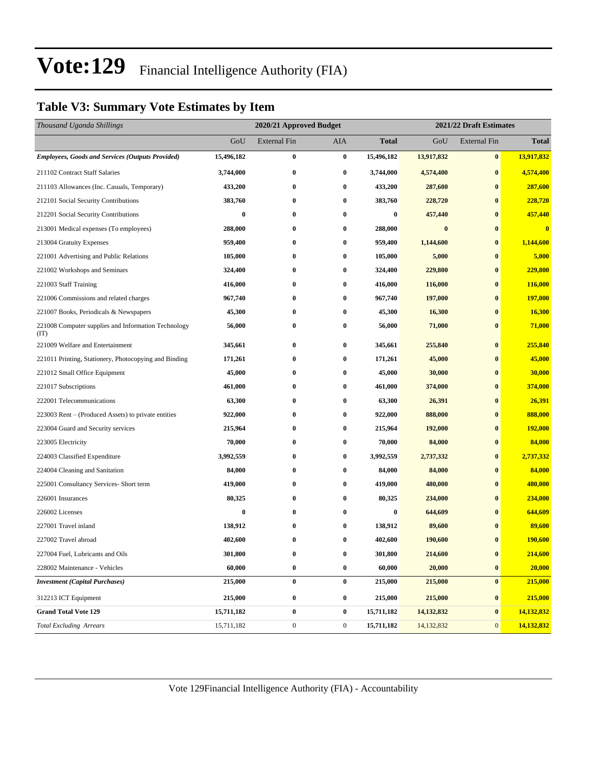# Vote:129 Financial Intelligence Authority (FIA)

## Table V3: Summary Vote Estimates by Item

| *Thousand Uganda Shillings* | 2020/21 Approved Budget | | | | 2021/22 Draft Estimates | | |
|---|---|---|---|---|---|---|---|
| | GoU | External Fin | AIA | **Total** | GoU | External Fin | **Total** |
| ***Employees, Goods and Services (Outputs Provided)*** | **15,496,182** | **0** | **0** | **15,496,182** | **13,917,832** | **0** | **13,917,832** |
| 211102 Contract Staff Salaries | **3,744,000** | **0** | **0** | **3,744,000** | **4,574,400** | **0** | **4,574,400** |
| 211103 Allowances (Inc. Casuals, Temporary) | **433,200** | **0** | **0** | **433,200** | **287,600** | **0** | **287,600** |
| 212101 Social Security Contributions | **383,760** | **0** | **0** | **383,760** | **228,720** | **0** | **228,720** |
| 212201 Social Security Contributions | **0** | **0** | **0** | **0** | **457,440** | **0** | **457,440** |
| 213001 Medical expenses (To employees) | **288,000** | **0** | **0** | **288,000** | **0** | **0** | **0** |
| 213004 Gratuity Expenses | **959,400** | **0** | **0** | **959,400** | **1,144,600** | **0** | **1,144,600** |
| 221001 Advertising and Public Relations | **105,000** | **0** | **0** | **105,000** | **5,000** | **0** | **5,000** |
| 221002 Workshops and Seminars | **324,400** | **0** | **0** | **324,400** | **229,800** | **0** | **229,800** |
| 221003 Staff Training | **416,000** | **0** | **0** | **416,000** | **116,000** | **0** | **116,000** |
| 221006 Commissions and related charges | **967,740** | **0** | **0** | **967,740** | **197,000** | **0** | **197,000** |
| 221007 Books, Periodicals & Newspapers | **45,300** | **0** | **0** | **45,300** | **16,300** | **0** | **16,300** |
| 221008 Computer supplies and Information Technology (IT) | **56,000** | **0** | **0** | **56,000** | **71,000** | **0** | **71,000** |
| 221009 Welfare and Entertainment | **345,661** | **0** | **0** | **345,661** | **255,840** | **0** | **255,840** |
| 221011 Printing, Stationery, Photocopying and Binding | **171,261** | **0** | **0** | **171,261** | **45,000** | **0** | **45,000** |
| 221012 Small Office Equipment | **45,000** | **0** | **0** | **45,000** | **30,000** | **0** | **30,000** |
| 221017 Subscriptions | **461,000** | **0** | **0** | **461,000** | **374,000** | **0** | **374,000** |
| 222001 Telecommunications | **63,300** | **0** | **0** | **63,300** | **26,391** | **0** | **26,391** |
| 223003 Rent – (Produced Assets) to private entities | **922,000** | **0** | **0** | **922,000** | **888,000** | **0** | **888,000** |
| 223004 Guard and Security services | **215,964** | **0** | **0** | **215,964** | **192,000** | **0** | **192,000** |
| 223005 Electricity | **70,000** | **0** | **0** | **70,000** | **84,000** | **0** | **84,000** |
| 224003 Classified Expenditure | **3,992,559** | **0** | **0** | **3,992,559** | **2,737,332** | **0** | **2,737,332** |
| 224004 Cleaning and Sanitation | **84,000** | **0** | **0** | **84,000** | **84,000** | **0** | **84,000** |
| 225001 Consultancy Services- Short term | **419,000** | **0** | **0** | **419,000** | **480,000** | **0** | **480,000** |
| 226001 Insurances | **80,325** | **0** | **0** | **80,325** | **234,000** | **0** | **234,000** |
| 226002 Licenses | **0** | **0** | **0** | **0** | **644,609** | **0** | **644,609** |
| 227001 Travel inland | **138,912** | **0** | **0** | **138,912** | **89,600** | **0** | **89,600** |
| 227002 Travel abroad | **402,600** | **0** | **0** | **402,600** | **190,600** | **0** | **190,600** |
| 227004 Fuel, Lubricants and Oils | **301,800** | **0** | **0** | **301,800** | **214,600** | **0** | **214,600** |
| 228002 Maintenance - Vehicles | **60,000** | **0** | **0** | **60,000** | **20,000** | **0** | **20,000** |
| ***Investment (Capital Purchases)*** | **215,000** | **0** | **0** | **215,000** | **215,000** | **0** | **215,000** |
| 312213 ICT Equipment | **215,000** | **0** | **0** | **215,000** | **215,000** | **0** | **215,000** |
| **Grand Total Vote 129** | **15,711,182** | **0** | **0** | **15,711,182** | **14,132,832** | **0** | **14,132,832** |
| *Total Excluding Arrears* | 15,711,182 | 0 | 0 | **15,711,182** | 14,132,832 | 0 | **14,132,832** |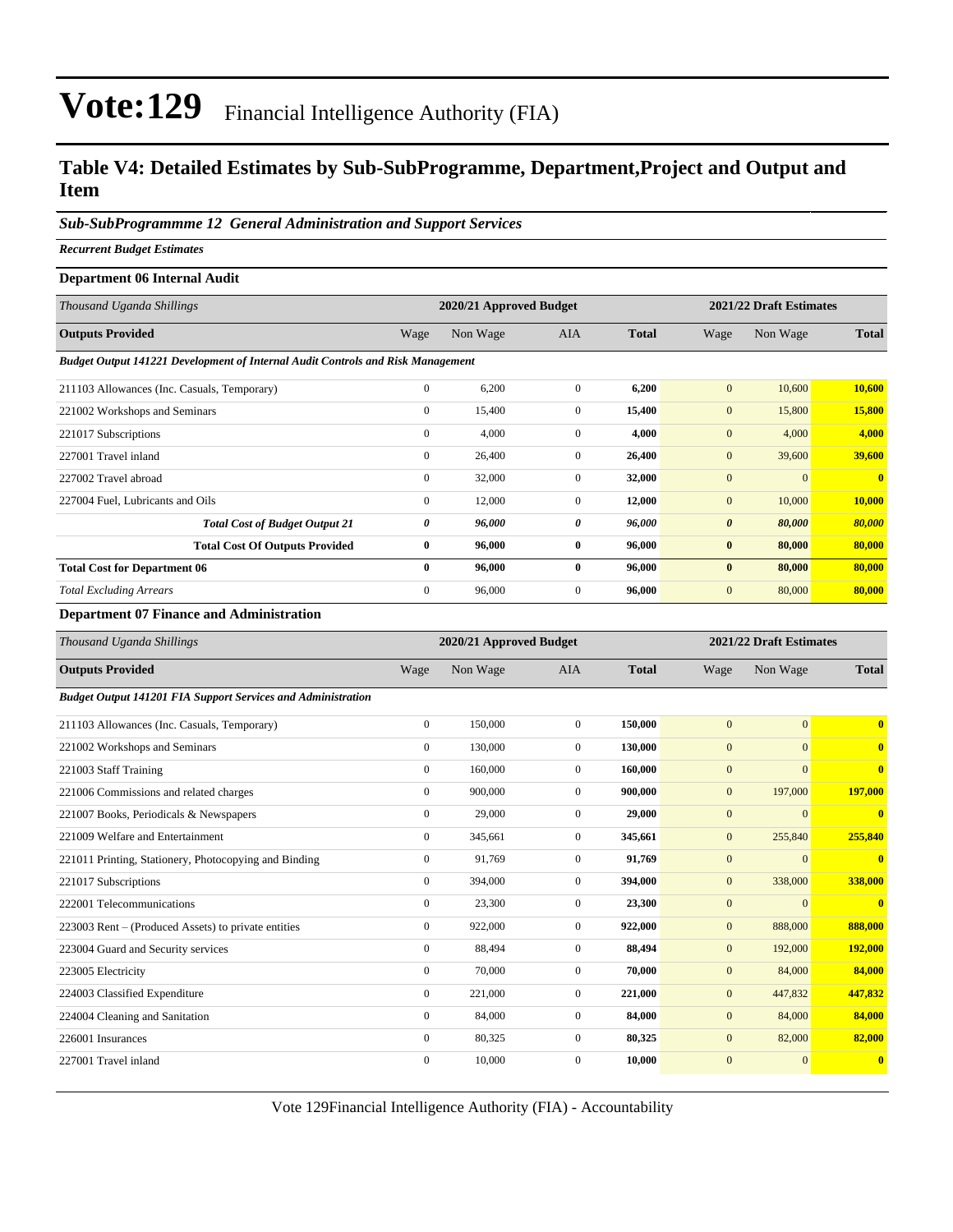# Vote:129 Financial Intelligence Authority (FIA)

## Table V4: Detailed Estimates by Sub-SubProgramme, Department,Project and Output and Item

### *Sub-SubProgrammme 12 General Administration and Support Services*

***Recurrent Budget Estimates***

**Department 06 Internal Audit**

| *Thousand Uganda Shillings* | 2020/21 Approved Budget | | | | 2021/22 Draft Estimates | | |
|---|---|---|---|---|---|---|---|
| **Outputs Provided** | Wage | Non Wage | AIA | **Total** | Wage | Non Wage | **Total** |
| ***Budget Output 141221 Development of Internal Audit Controls and Risk Management*** | | | | | | | |
| 211103 Allowances (Inc. Casuals, Temporary) | 0 | 6,200 | 0 | **6,200** | 0 | 10,600 | **10,600** |
| 221002 Workshops and Seminars | 0 | 15,400 | 0 | **15,400** | 0 | 15,800 | **15,800** |
| 221017 Subscriptions | 0 | 4,000 | 0 | **4,000** | 0 | 4,000 | **4,000** |
| 227001 Travel inland | 0 | 26,400 | 0 | **26,400** | 0 | 39,600 | **39,600** |
| 227002 Travel abroad | 0 | 32,000 | 0 | **32,000** | 0 | 0 | **0** |
| 227004 Fuel, Lubricants and Oils | 0 | 12,000 | 0 | **12,000** | 0 | 10,000 | **10,000** |
| ***Total Cost of Budget Output 21*** | ***0*** | ***96,000*** | ***0*** | ***96,000*** | ***0*** | ***80,000*** | ***80,000*** |
| **Total Cost Of Outputs Provided** | **0** | **96,000** | **0** | **96,000** | **0** | **80,000** | **80,000** |
| **Total Cost for Department 06** | **0** | **96,000** | **0** | **96,000** | **0** | **80,000** | **80,000** |
| *Total Excluding Arrears* | 0 | 96,000 | 0 | **96,000** | 0 | 80,000 | **80,000** |

**Department 07 Finance and Administration**

| *Thousand Uganda Shillings* | 2020/21 Approved Budget | | | | 2021/22 Draft Estimates | | |
|---|---|---|---|---|---|---|---|
| **Outputs Provided** | Wage | Non Wage | AIA | **Total** | Wage | Non Wage | **Total** |
| ***Budget Output 141201 FIA Support Services and Administration*** | | | | | | | |
| 211103 Allowances (Inc. Casuals, Temporary) | 0 | 150,000 | 0 | **150,000** | 0 | 0 | **0** |
| 221002 Workshops and Seminars | 0 | 130,000 | 0 | **130,000** | 0 | 0 | **0** |
| 221003 Staff Training | 0 | 160,000 | 0 | **160,000** | 0 | 0 | **0** |
| 221006 Commissions and related charges | 0 | 900,000 | 0 | **900,000** | 0 | 197,000 | **197,000** |
| 221007 Books, Periodicals & Newspapers | 0 | 29,000 | 0 | **29,000** | 0 | 0 | **0** |
| 221009 Welfare and Entertainment | 0 | 345,661 | 0 | **345,661** | 0 | 255,840 | **255,840** |
| 221011 Printing, Stationery, Photocopying and Binding | 0 | 91,769 | 0 | **91,769** | 0 | 0 | **0** |
| 221017 Subscriptions | 0 | 394,000 | 0 | **394,000** | 0 | 338,000 | **338,000** |
| 222001 Telecommunications | 0 | 23,300 | 0 | **23,300** | 0 | 0 | **0** |
| 223003 Rent – (Produced Assets) to private entities | 0 | 922,000 | 0 | **922,000** | 0 | 888,000 | **888,000** |
| 223004 Guard and Security services | 0 | 88,494 | 0 | **88,494** | 0 | 192,000 | **192,000** |
| 223005 Electricity | 0 | 70,000 | 0 | **70,000** | 0 | 84,000 | **84,000** |
| 224003 Classified Expenditure | 0 | 221,000 | 0 | **221,000** | 0 | 447,832 | **447,832** |
| 224004 Cleaning and Sanitation | 0 | 84,000 | 0 | **84,000** | 0 | 84,000 | **84,000** |
| 226001 Insurances | 0 | 80,325 | 0 | **80,325** | 0 | 82,000 | **82,000** |
| 227001 Travel inland | 0 | 10,000 | 0 | **10,000** | 0 | 0 | **0** |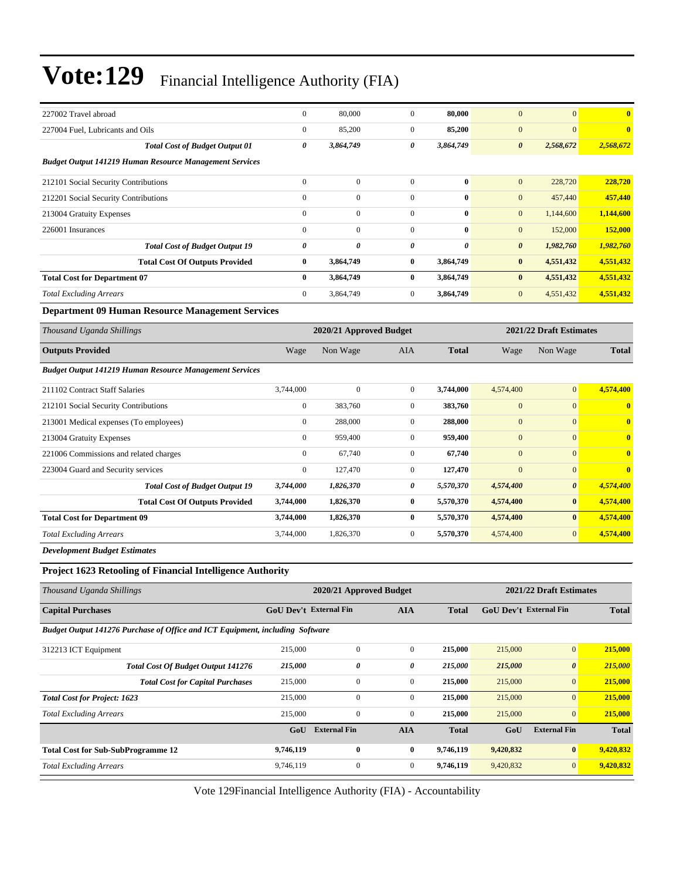| | | | | | | | |
|---|---|---|---|---|---|---|---|
| 227002 Travel abroad | 0 | 80,000 | 0 | **80,000** | 0 | 0 | **0** |
| 227004 Fuel, Lubricants and Oils | 0 | 85,200 | 0 | **85,200** | 0 | 0 | **0** |
| ***Total Cost of Budget Output 01*** | ***0*** | ***3,864,749*** | ***0*** | ***3,864,749*** | ***0*** | ***2,568,672*** | ***2,568,672*** |
| ***Budget Output 141219 Human Resource Management Services*** | | | | | | | |
| 212101 Social Security Contributions | 0 | 0 | 0 | **0** | 0 | 228,720 | **228,720** |
| 212201 Social Security Contributions | 0 | 0 | 0 | **0** | 0 | 457,440 | **457,440** |
| 213004 Gratuity Expenses | 0 | 0 | 0 | **0** | 0 | 1,144,600 | **1,144,600** |
| 226001 Insurances | 0 | 0 | 0 | **0** | 0 | 152,000 | **152,000** |
| ***Total Cost of Budget Output 19*** | ***0*** | ***0*** | ***0*** | ***0*** | ***0*** | ***1,982,760*** | ***1,982,760*** |
| **Total Cost Of Outputs Provided** | **0** | **3,864,749** | **0** | **3,864,749** | **0** | **4,551,432** | **4,551,432** |
| **Total Cost for Department 07** | **0** | **3,864,749** | **0** | **3,864,749** | **0** | **4,551,432** | **4,551,432** |
| *Total Excluding Arrears* | 0 | 3,864,749 | 0 | **3,864,749** | 0 | 4,551,432 | **4,551,432** |

### Department 09 Human Resource Management Services

| *Thousand Uganda Shillings* | 2020/21 Approved Budget | | | | 2021/22 Draft Estimates | | |
|---|---|---|---|---|---|---|---|
| **Outputs Provided** | Wage | Non Wage | AIA | **Total** | Wage | Non Wage | **Total** |
| ***Budget Output 141219 Human Resource Management Services*** | | | | | | | |
| 211102 Contract Staff Salaries | 3,744,000 | 0 | 0 | **3,744,000** | 4,574,400 | 0 | **4,574,400** |
| 212101 Social Security Contributions | 0 | 383,760 | 0 | **383,760** | 0 | 0 | **0** |
| 213001 Medical expenses (To employees) | 0 | 288,000 | 0 | **288,000** | 0 | 0 | **0** |
| 213004 Gratuity Expenses | 0 | 959,400 | 0 | **959,400** | 0 | 0 | **0** |
| 221006 Commissions and related charges | 0 | 67,740 | 0 | **67,740** | 0 | 0 | **0** |
| 223004 Guard and Security services | 0 | 127,470 | 0 | **127,470** | 0 | 0 | **0** |
| ***Total Cost of Budget Output 19*** | ***3,744,000*** | ***1,826,370*** | ***0*** | ***5,570,370*** | ***4,574,400*** | ***0*** | ***4,574,400*** |
| **Total Cost Of Outputs Provided** | **3,744,000** | **1,826,370** | **0** | **5,570,370** | **4,574,400** | **0** | **4,574,400** |
| **Total Cost for Department 09** | **3,744,000** | **1,826,370** | **0** | **5,570,370** | **4,574,400** | **0** | **4,574,400** |
| *Total Excluding Arrears* | 3,744,000 | 1,826,370 | 0 | **5,570,370** | 4,574,400 | 0 | **4,574,400** |

***Development Budget Estimates***

### Project 1623 Retooling of Financial Intelligence Authority

| *Thousand Uganda Shillings* | 2020/21 Approved Budget | | | | 2021/22 Draft Estimates | | |
|---|---|---|---|---|---|---|---|
| **Capital Purchases** | **GoU Dev't** | **External Fin** | **AIA** | **Total** | **GoU Dev't** | **External Fin** | **Total** |
| ***Budget Output 141276 Purchase of Office and ICT Equipment, including Software*** | | | | | | | |
| 312213 ICT Equipment | 215,000 | 0 | 0 | **215,000** | 215,000 | 0 | **215,000** |
| ***Total Cost Of Budget Output 141276*** | ***215,000*** | ***0*** | ***0*** | ***215,000*** | ***215,000*** | ***0*** | ***215,000*** |
| ***Total Cost for Capital Purchases*** | 215,000 | 0 | 0 | **215,000** | 215,000 | 0 | **215,000** |
| ***Total Cost for Project: 1623*** | 215,000 | 0 | 0 | **215,000** | 215,000 | 0 | **215,000** |
| *Total Excluding Arrears* | 215,000 | 0 | 0 | **215,000** | 215,000 | 0 | **215,000** |
| | **GoU** | **External Fin** | **AIA** | **Total** | **GoU** | **External Fin** | **Total** |
| **Total Cost for Sub-SubProgramme 12** | **9,746,119** | **0** | **0** | **9,746,119** | **9,420,832** | **0** | **9,420,832** |
| *Total Excluding Arrears* | 9,746,119 | 0 | 0 | **9,746,119** | 9,420,832 | 0 | **9,420,832** |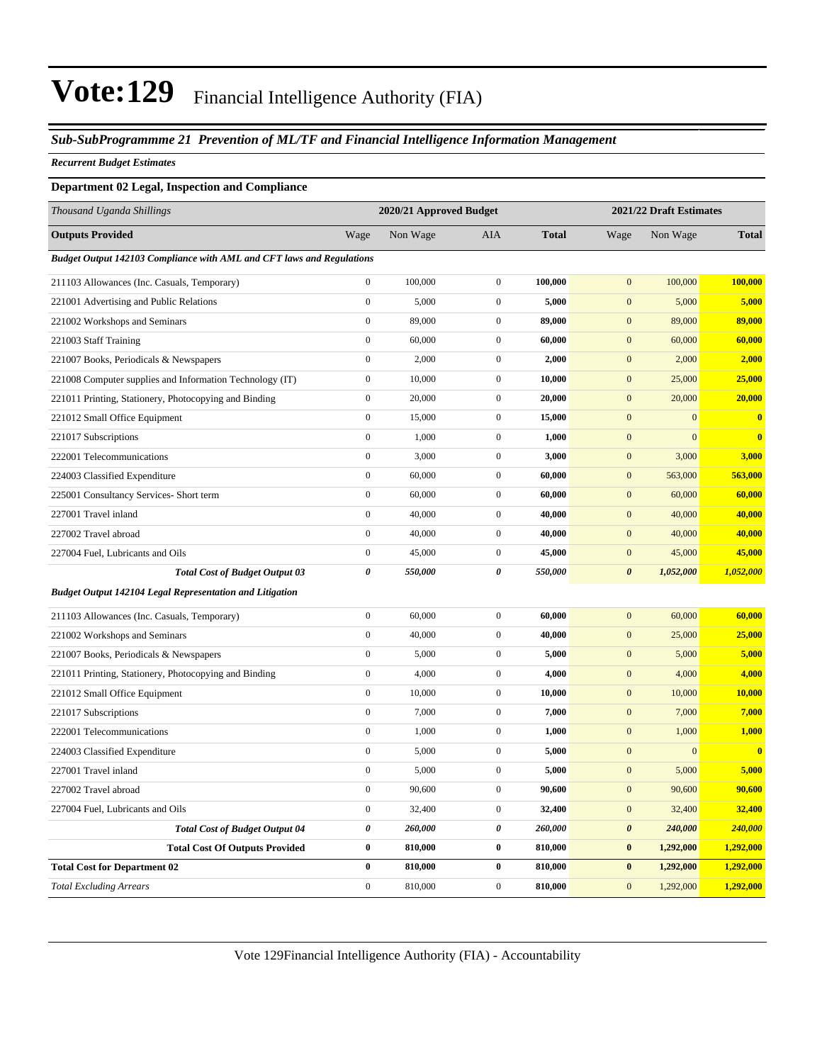# Vote:129 Financial Intelligence Authority (FIA)

## *Sub-SubProgrammme 21 Prevention of ML/TF and Financial Intelligence Information Management*

***Recurrent Budget Estimates***

### Department 02 Legal, Inspection and Compliance

| *Thousand Uganda Shillings* | 2020/21 Approved Budget | | | | 2021/22 Draft Estimates | | |
|---|---|---|---|---|---|---|---|
| **Outputs Provided** | Wage | Non Wage | AIA | **Total** | Wage | Non Wage | **Total** |
| ***Budget Output 142103 Compliance with AML and CFT laws and Regulations*** | | | | | | | |
| 211103 Allowances (Inc. Casuals, Temporary) | 0 | 100,000 | 0 | **100,000** | 0 | 100,000 | **100,000** |
| 221001 Advertising and Public Relations | 0 | 5,000 | 0 | **5,000** | 0 | 5,000 | **5,000** |
| 221002 Workshops and Seminars | 0 | 89,000 | 0 | **89,000** | 0 | 89,000 | **89,000** |
| 221003 Staff Training | 0 | 60,000 | 0 | **60,000** | 0 | 60,000 | **60,000** |
| 221007 Books, Periodicals & Newspapers | 0 | 2,000 | 0 | **2,000** | 0 | 2,000 | **2,000** |
| 221008 Computer supplies and Information Technology (IT) | 0 | 10,000 | 0 | **10,000** | 0 | 25,000 | **25,000** |
| 221011 Printing, Stationery, Photocopying and Binding | 0 | 20,000 | 0 | **20,000** | 0 | 20,000 | **20,000** |
| 221012 Small Office Equipment | 0 | 15,000 | 0 | **15,000** | 0 | 0 | **0** |
| 221017 Subscriptions | 0 | 1,000 | 0 | **1,000** | 0 | 0 | **0** |
| 222001 Telecommunications | 0 | 3,000 | 0 | **3,000** | 0 | 3,000 | **3,000** |
| 224003 Classified Expenditure | 0 | 60,000 | 0 | **60,000** | 0 | 563,000 | **563,000** |
| 225001 Consultancy Services- Short term | 0 | 60,000 | 0 | **60,000** | 0 | 60,000 | **60,000** |
| 227001 Travel inland | 0 | 40,000 | 0 | **40,000** | 0 | 40,000 | **40,000** |
| 227002 Travel abroad | 0 | 40,000 | 0 | **40,000** | 0 | 40,000 | **40,000** |
| 227004 Fuel, Lubricants and Oils | 0 | 45,000 | 0 | **45,000** | 0 | 45,000 | **45,000** |
| ***Total Cost of Budget Output 03*** | ***0*** | ***550,000*** | ***0*** | ***550,000*** | ***0*** | ***1,052,000*** | ***1,052,000*** |
| ***Budget Output 142104 Legal Representation and Litigation*** | | | | | | | |
| 211103 Allowances (Inc. Casuals, Temporary) | 0 | 60,000 | 0 | **60,000** | 0 | 60,000 | **60,000** |
| 221002 Workshops and Seminars | 0 | 40,000 | 0 | **40,000** | 0 | 25,000 | **25,000** |
| 221007 Books, Periodicals & Newspapers | 0 | 5,000 | 0 | **5,000** | 0 | 5,000 | **5,000** |
| 221011 Printing, Stationery, Photocopying and Binding | 0 | 4,000 | 0 | **4,000** | 0 | 4,000 | **4,000** |
| 221012 Small Office Equipment | 0 | 10,000 | 0 | **10,000** | 0 | 10,000 | **10,000** |
| 221017 Subscriptions | 0 | 7,000 | 0 | **7,000** | 0 | 7,000 | **7,000** |
| 222001 Telecommunications | 0 | 1,000 | 0 | **1,000** | 0 | 1,000 | **1,000** |
| 224003 Classified Expenditure | 0 | 5,000 | 0 | **5,000** | 0 | 0 | **0** |
| 227001 Travel inland | 0 | 5,000 | 0 | **5,000** | 0 | 5,000 | **5,000** |
| 227002 Travel abroad | 0 | 90,600 | 0 | **90,600** | 0 | 90,600 | **90,600** |
| 227004 Fuel, Lubricants and Oils | 0 | 32,400 | 0 | **32,400** | 0 | 32,400 | **32,400** |
| ***Total Cost of Budget Output 04*** | ***0*** | ***260,000*** | ***0*** | ***260,000*** | ***0*** | ***240,000*** | ***240,000*** |
| **Total Cost Of Outputs Provided** | **0** | **810,000** | **0** | **810,000** | **0** | **1,292,000** | **1,292,000** |
| **Total Cost for Department 02** | **0** | **810,000** | **0** | **810,000** | **0** | **1,292,000** | **1,292,000** |
| *Total Excluding Arrears* | 0 | 810,000 | 0 | 810,000 | 0 | 1,292,000 | **1,292,000** |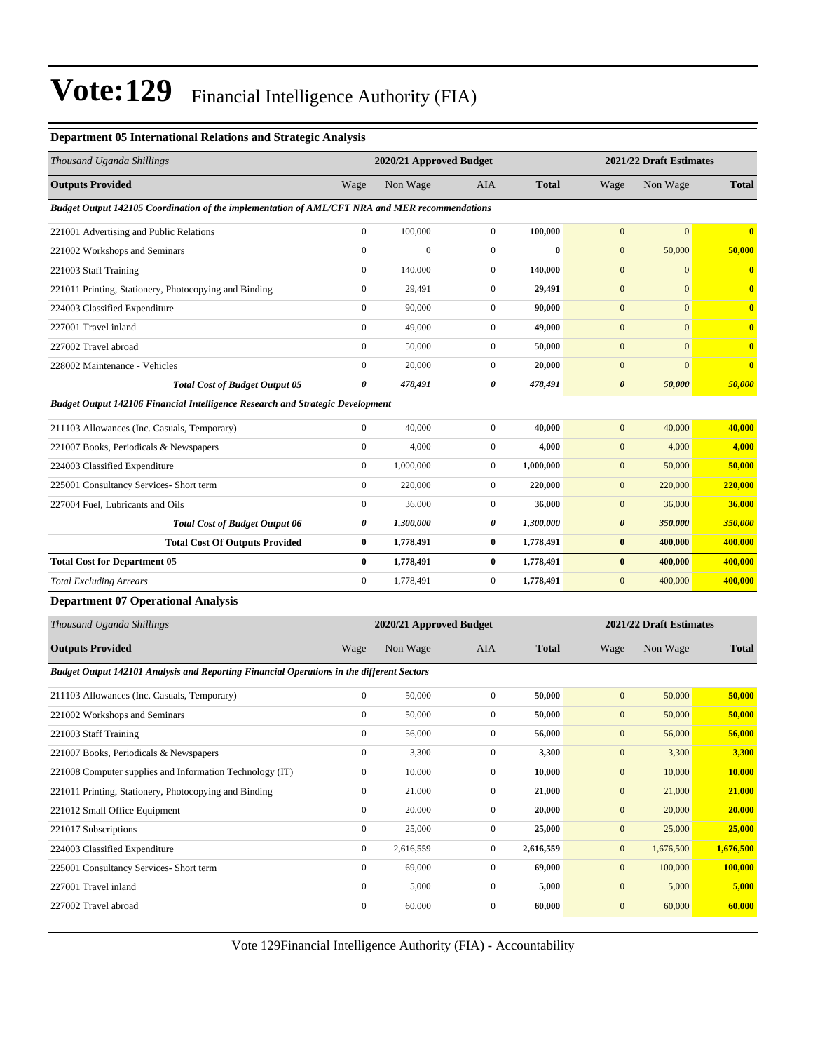# Vote:129 Financial Intelligence Authority (FIA)

### Department 05 International Relations and Strategic Analysis

| *Thousand Uganda Shillings* | 2020/21 Approved Budget | | | | 2021/22 Draft Estimates | | |
|---|---|---|---|---|---|---|---|
| **Outputs Provided** | Wage | Non Wage | AIA | **Total** | Wage | Non Wage | **Total** |
| ***Budget Output 142105 Coordination of the implementation of AML/CFT NRA and MER recommendations*** | | | | | | | |
| 221001 Advertising and Public Relations | 0 | 100,000 | 0 | **100,000** | 0 | 0 | **0** |
| 221002 Workshops and Seminars | 0 | 0 | 0 | **0** | 0 | 50,000 | **50,000** |
| 221003 Staff Training | 0 | 140,000 | 0 | **140,000** | 0 | 0 | **0** |
| 221011 Printing, Stationery, Photocopying and Binding | 0 | 29,491 | 0 | **29,491** | 0 | 0 | **0** |
| 224003 Classified Expenditure | 0 | 90,000 | 0 | **90,000** | 0 | 0 | **0** |
| 227001 Travel inland | 0 | 49,000 | 0 | **49,000** | 0 | 0 | **0** |
| 227002 Travel abroad | 0 | 50,000 | 0 | **50,000** | 0 | 0 | **0** |
| 228002 Maintenance - Vehicles | 0 | 20,000 | 0 | **20,000** | 0 | 0 | **0** |
| ***Total Cost of Budget Output 05*** | ***0*** | ***478,491*** | ***0*** | ***478,491*** | ***0*** | ***50,000*** | ***50,000*** |
| ***Budget Output 142106 Financial Intelligence Research and Strategic Development*** | | | | | | | |
| 211103 Allowances (Inc. Casuals, Temporary) | 0 | 40,000 | 0 | **40,000** | 0 | 40,000 | **40,000** |
| 221007 Books, Periodicals & Newspapers | 0 | 4,000 | 0 | **4,000** | 0 | 4,000 | **4,000** |
| 224003 Classified Expenditure | 0 | 1,000,000 | 0 | **1,000,000** | 0 | 50,000 | **50,000** |
| 225001 Consultancy Services- Short term | 0 | 220,000 | 0 | **220,000** | 0 | 220,000 | **220,000** |
| 227004 Fuel, Lubricants and Oils | 0 | 36,000 | 0 | **36,000** | 0 | 36,000 | **36,000** |
| ***Total Cost of Budget Output 06*** | ***0*** | ***1,300,000*** | ***0*** | ***1,300,000*** | ***0*** | ***350,000*** | ***350,000*** |
| **Total Cost Of Outputs Provided** | **0** | **1,778,491** | **0** | **1,778,491** | **0** | **400,000** | **400,000** |
| **Total Cost for Department 05** | **0** | **1,778,491** | **0** | **1,778,491** | **0** | **400,000** | **400,000** |
| *Total Excluding Arrears* | 0 | 1,778,491 | 0 | **1,778,491** | 0 | 400,000 | **400,000** |

### Department 07 Operational Analysis

| *Thousand Uganda Shillings* | 2020/21 Approved Budget | | | | 2021/22 Draft Estimates | | |
|---|---|---|---|---|---|---|---|
| **Outputs Provided** | Wage | Non Wage | AIA | **Total** | Wage | Non Wage | **Total** |
| ***Budget Output 142101 Analysis and Reporting Financial Operations in the different Sectors*** | | | | | | | |
| 211103 Allowances (Inc. Casuals, Temporary) | 0 | 50,000 | 0 | **50,000** | 0 | 50,000 | **50,000** |
| 221002 Workshops and Seminars | 0 | 50,000 | 0 | **50,000** | 0 | 50,000 | **50,000** |
| 221003 Staff Training | 0 | 56,000 | 0 | **56,000** | 0 | 56,000 | **56,000** |
| 221007 Books, Periodicals & Newspapers | 0 | 3,300 | 0 | **3,300** | 0 | 3,300 | **3,300** |
| 221008 Computer supplies and Information Technology (IT) | 0 | 10,000 | 0 | **10,000** | 0 | 10,000 | **10,000** |
| 221011 Printing, Stationery, Photocopying and Binding | 0 | 21,000 | 0 | **21,000** | 0 | 21,000 | **21,000** |
| 221012 Small Office Equipment | 0 | 20,000 | 0 | **20,000** | 0 | 20,000 | **20,000** |
| 221017 Subscriptions | 0 | 25,000 | 0 | **25,000** | 0 | 25,000 | **25,000** |
| 224003 Classified Expenditure | 0 | 2,616,559 | 0 | **2,616,559** | 0 | 1,676,500 | **1,676,500** |
| 225001 Consultancy Services- Short term | 0 | 69,000 | 0 | **69,000** | 0 | 100,000 | **100,000** |
| 227001 Travel inland | 0 | 5,000 | 0 | **5,000** | 0 | 5,000 | **5,000** |
| 227002 Travel abroad | 0 | 60,000 | 0 | **60,000** | 0 | 60,000 | **60,000** |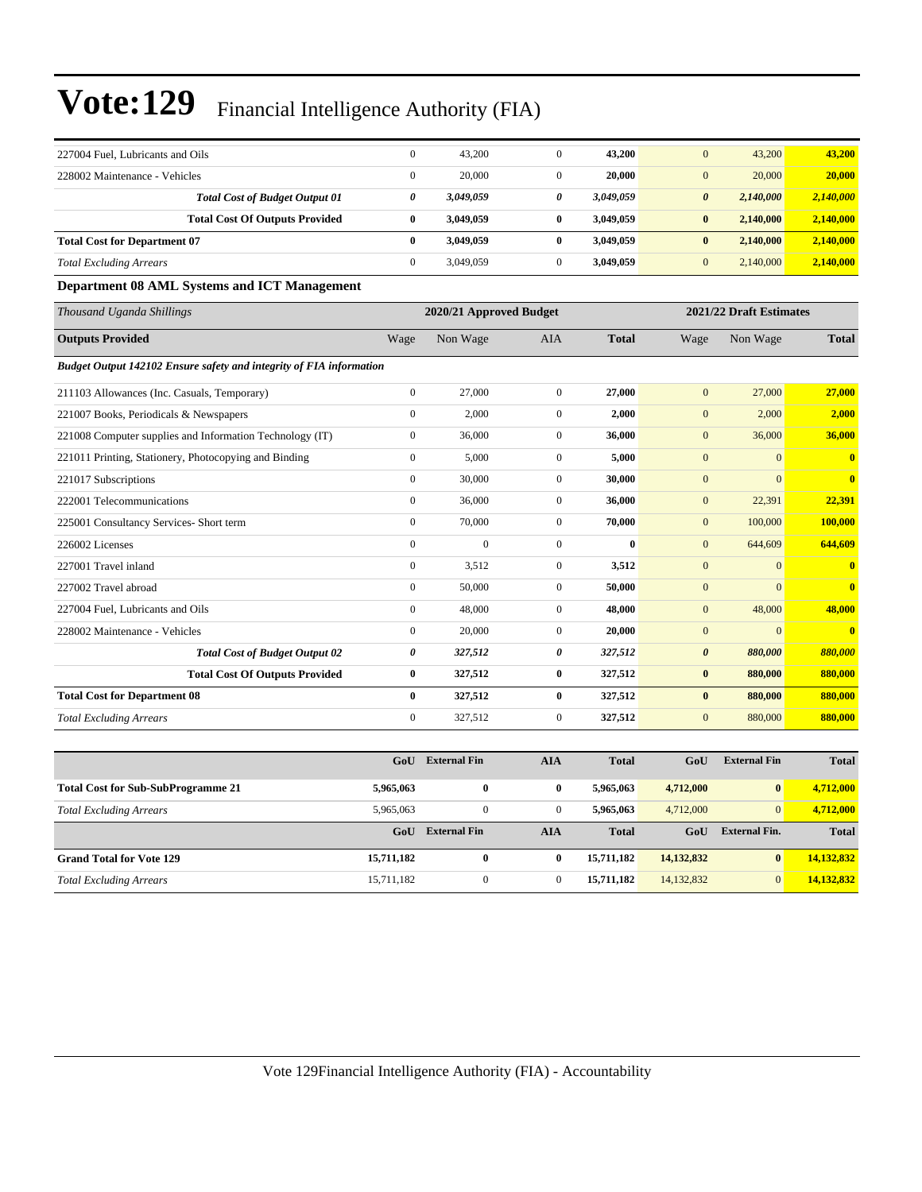| | | | | | | | |
|---|---|---|---|---|---|---|---|
| 227004 Fuel, Lubricants and Oils | 0 | 43,200 | 0 | **43,200** | 0 | 43,200 | **43,200** |
| 228002 Maintenance - Vehicles | 0 | 20,000 | 0 | **20,000** | 0 | 20,000 | **20,000** |
| ***Total Cost of Budget Output 01*** | ***0*** | ***3,049,059*** | ***0*** | ***3,049,059*** | ***0*** | ***2,140,000*** | ***2,140,000*** |
| **Total Cost Of Outputs Provided** | **0** | **3,049,059** | **0** | **3,049,059** | **0** | **2,140,000** | **2,140,000** |
| **Total Cost for Department 07** | **0** | **3,049,059** | **0** | **3,049,059** | **0** | **2,140,000** | **2,140,000** |
| *Total Excluding Arrears* | 0 | 3,049,059 | 0 | **3,049,059** | 0 | 2,140,000 | **2,140,000** |

### Department 08 AML Systems and ICT Management

| *Thousand Uganda Shillings* | 2020/21 Approved Budget | | | | 2021/22 Draft Estimates | | |
|---|---|---|---|---|---|---|---|
| **Outputs Provided** | Wage | Non Wage | AIA | **Total** | Wage | Non Wage | **Total** |
| ***Budget Output 142102 Ensure safety and integrity of FIA information*** | | | | | | | |
| 211103 Allowances (Inc. Casuals, Temporary) | 0 | 27,000 | 0 | **27,000** | 0 | 27,000 | **27,000** |
| 221007 Books, Periodicals & Newspapers | 0 | 2,000 | 0 | **2,000** | 0 | 2,000 | **2,000** |
| 221008 Computer supplies and Information Technology (IT) | 0 | 36,000 | 0 | **36,000** | 0 | 36,000 | **36,000** |
| 221011 Printing, Stationery, Photocopying and Binding | 0 | 5,000 | 0 | **5,000** | 0 | 0 | **0** |
| 221017 Subscriptions | 0 | 30,000 | 0 | **30,000** | 0 | 0 | **0** |
| 222001 Telecommunications | 0 | 36,000 | 0 | **36,000** | 0 | 22,391 | **22,391** |
| 225001 Consultancy Services- Short term | 0 | 70,000 | 0 | **70,000** | 0 | 100,000 | **100,000** |
| 226002 Licenses | 0 | 0 | 0 | **0** | 0 | 644,609 | **644,609** |
| 227001 Travel inland | 0 | 3,512 | 0 | **3,512** | 0 | 0 | **0** |
| 227002 Travel abroad | 0 | 50,000 | 0 | **50,000** | 0 | 0 | **0** |
| 227004 Fuel, Lubricants and Oils | 0 | 48,000 | 0 | **48,000** | 0 | 48,000 | **48,000** |
| 228002 Maintenance - Vehicles | 0 | 20,000 | 0 | **20,000** | 0 | 0 | **0** |
| ***Total Cost of Budget Output 02*** | ***0*** | ***327,512*** | ***0*** | ***327,512*** | ***0*** | ***880,000*** | ***880,000*** |
| **Total Cost Of Outputs Provided** | **0** | **327,512** | **0** | **327,512** | **0** | **880,000** | **880,000** |
| **Total Cost for Department 08** | **0** | **327,512** | **0** | **327,512** | **0** | **880,000** | **880,000** |
| *Total Excluding Arrears* | 0 | 327,512 | 0 | **327,512** | 0 | 880,000 | **880,000** |

| | GoU | External Fin | AIA | Total | GoU | External Fin | Total |
|---|---|---|---|---|---|---|---|
| **Total Cost for Sub-SubProgramme 21** | **5,965,063** | **0** | **0** | **5,965,063** | **4,712,000** | **0** | **4,712,000** |
| *Total Excluding Arrears* | 5,965,063 | 0 | 0 | **5,965,063** | 4,712,000 | 0 | **4,712,000** |
| | **GoU** | **External Fin** | **AIA** | **Total** | **GoU** | **External Fin.** | **Total** |
| **Grand Total for Vote 129** | **15,711,182** | **0** | **0** | **15,711,182** | **14,132,832** | **0** | **14,132,832** |
| *Total Excluding Arrears* | 15,711,182 | 0 | 0 | **15,711,182** | 14,132,832 | 0 | **14,132,832** |